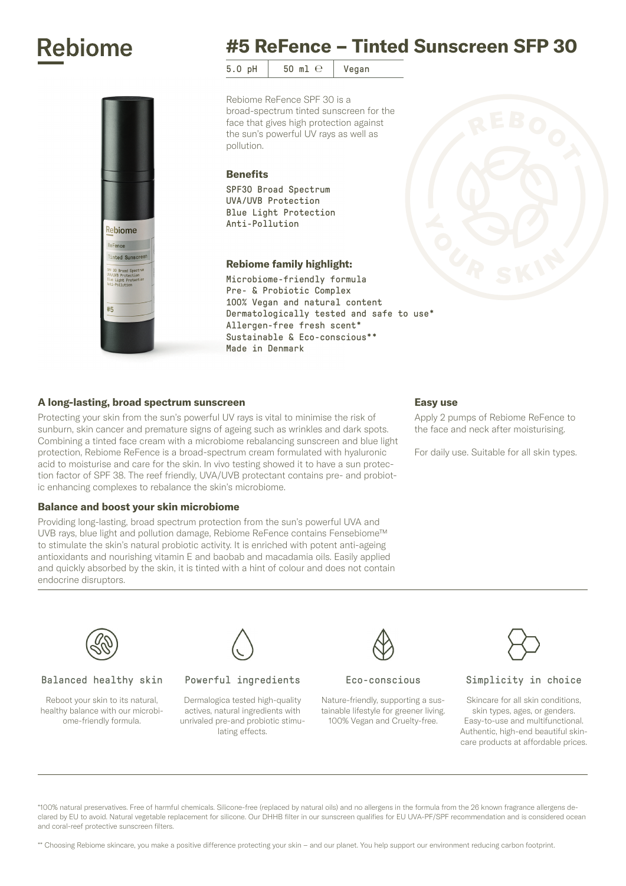# Rebiome

## #5 ReFence – Tinted Sunscreen SFP 30

| 5.0 pH | 50 ml ℮ | Vegan |
|---|---|---|

Rebiome ReFence SPF 30 is a broad-spectrum tinted sunscreen for the face that gives high protection against the sun's powerful UV rays as well as pollution.

### Benefits

SPF30 Broad Spectrum
UVA/UVB Protection
Blue Light Protection
Anti-Pollution

### Rebiome family highlight:

Microbiome-friendly formula
Pre- & Probiotic Complex
100% Vegan and natural content
Dermatologically tested and safe to use*
Allergen-free fresh scent*
Sustainable & Eco-conscious**
Made in Denmark

### A long-lasting, broad spectrum sunscreen

Protecting your skin from the sun's powerful UV rays is vital to minimise the risk of sunburn, skin cancer and premature signs of ageing such as wrinkles and dark spots. Combining a tinted face cream with a microbiome rebalancing sunscreen and blue light protection, Rebiome ReFence is a broad-spectrum cream formulated with hyaluronic acid to moisturise and care for the skin. In vivo testing showed it to have a sun protection factor of SPF 38. The reef friendly, UVA/UVB protectant contains pre- and probiotic enhancing complexes to rebalance the skin's microbiome.

### Balance and boost your skin microbiome

Providing long-lasting, broad spectrum protection from the sun's powerful UVA and UVB rays, blue light and pollution damage, Rebiome ReFence contains Fensebiome™ to stimulate the skin's natural probiotic activity. It is enriched with potent anti-ageing antioxidants and nourishing vitamin E and baobab and macadamia oils. Easily applied and quickly absorbed by the skin, it is tinted with a hint of colour and does not contain endocrine disruptors.

### Easy use

Apply 2 pumps of Rebiome ReFence to the face and neck after moisturising.

For daily use. Suitable for all skin types.

**Balanced healthy skin**

Reboot your skin to its natural, healthy balance with our microbiome-friendly formula.

**Powerful ingredients**

Dermalogica tested high-quality actives, natural ingredients with unrivaled pre-and probiotic stimulating effects.

**Eco-conscious**

Nature-friendly, supporting a sustainable lifestyle for greener living. 100% Vegan and Cruelty-free.

**Simplicity in choice**

Skincare for all skin conditions, skin types, ages, or genders. Easy-to-use and multifunctional. Authentic, high-end beautiful skincare products at affordable prices.

*100% natural preservatives. Free of harmful chemicals. Silicone-free (replaced by natural oils) and no allergens in the formula from the 26 known fragrance allergens declared by EU to avoid. Natural vegetable replacement for silicone. Our DHHB filter in our sunscreen qualifies for EU UVA-PF/SPF recommendation and is considered ocean and coral-reef protective sunscreen filters.

** Choosing Rebiome skincare, you make a positive difference protecting your skin – and our planet. You help support our environment reducing carbon footprint.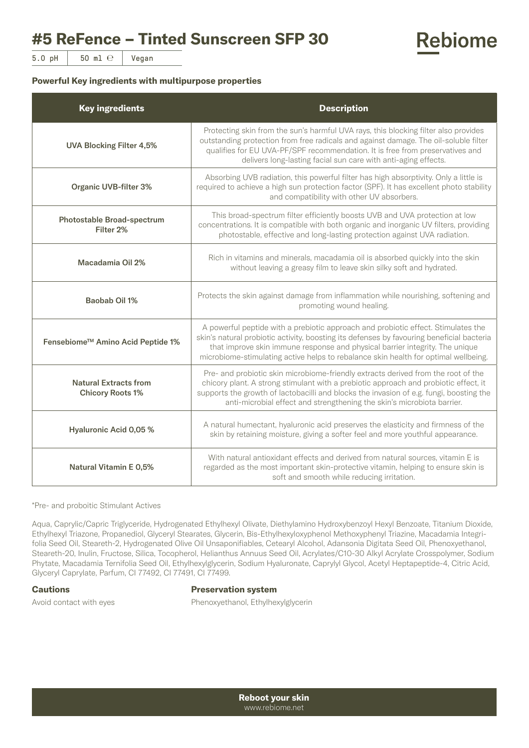# #5 ReFence – Tinted Sunscreen SFP 30

Rebiome

| 5.0 pH | 50 ml ℮ | Vegan |
|---|---|---|

**Powerful Key ingredients with multipurpose properties**

| Key ingredients | Description |
|---|---|
| UVA Blocking Filter 4,5% | Protecting skin from the sun's harmful UVA rays, this blocking filter also provides outstanding protection from free radicals and against damage. The oil-soluble filter qualifies for EU UVA-PF/SPF recommendation. It is free from preservatives and delivers long-lasting facial sun care with anti-aging effects. |
| Organic UVB-filter 3% | Absorbing UVB radiation, this powerful filter has high absorptivity. Only a little is required to achieve a high sun protection factor (SPF). It has excellent photo stability and compatibility with other UV absorbers. |
| Photostable Broad-spectrum Filter 2% | This broad-spectrum filter efficiently boosts UVB and UVA protection at low concentrations. It is compatible with both organic and inorganic UV filters, providing photostable, effective and long-lasting protection against UVA radiation. |
| Macadamia Oil 2% | Rich in vitamins and minerals, macadamia oil is absorbed quickly into the skin without leaving a greasy film to leave skin silky soft and hydrated. |
| Baobab Oil 1% | Protects the skin against damage from inflammation while nourishing, softening and promoting wound healing. |
| Fensebiome™ Amino Acid Peptide 1% | A powerful peptide with a prebiotic approach and probiotic effect. Stimulates the skin's natural probiotic activity, boosting its defenses by favouring beneficial bacteria that improve skin immune response and physical barrier integrity. The unique microbiome-stimulating active helps to rebalance skin health for optimal wellbeing. |
| Natural Extracts from Chicory Roots 1% | Pre- and probiotic skin microbiome-friendly extracts derived from the root of the chicory plant. A strong stimulant with a prebiotic approach and probiotic effect, it supports the growth of lactobacilli and blocks the invasion of e.g. fungi, boosting the anti-microbial effect and strengthening the skin's microbiota barrier. |
| Hyaluronic Acid 0,05 % | A natural humectant, hyaluronic acid preserves the elasticity and firmness of the skin by retaining moisture, giving a softer feel and more youthful appearance. |
| Natural Vitamin E 0,5% | With natural antioxidant effects and derived from natural sources, vitamin E is regarded as the most important skin-protective vitamin, helping to ensure skin is soft and smooth while reducing irritation. |

*Pre- and proboitic Stimulant Actives

Aqua, Caprylic/Capric Triglyceride, Hydrogenated Ethylhexyl Olivate, Diethylamino Hydroxybenzoyl Hexyl Benzoate, Titanium Dioxide, Ethylhexyl Triazone, Propanediol, Glyceryl Stearates, Glycerin, Bis-Ethylhexyloxyphenol Methoxyphenyl Triazine, Macadamia Integrifolia Seed Oil, Steareth-2, Hydrogenated Olive Oil Unsaponifiables, Cetearyl Alcohol, Adansonia Digitata Seed Oil, Phenoxyethanol, Steareth-20, Inulin, Fructose, Silica, Tocopherol, Helianthus Annuus Seed Oil, Acrylates/C10-30 Alkyl Acrylate Crosspolymer, Sodium Phytate, Macadamia Ternifolia Seed Oil, Ethylhexylglycerin, Sodium Hyaluronate, Caprylyl Glycol, Acetyl Heptapeptide-4, Citric Acid, Glyceryl Caprylate, Parfum, CI 77492, CI 77491, CI 77499.

### Cautions

Avoid contact with eyes

### Preservation system

Phenoxyethanol, Ethylhexylglycerin

**Reboot your skin**
www.rebiome.net